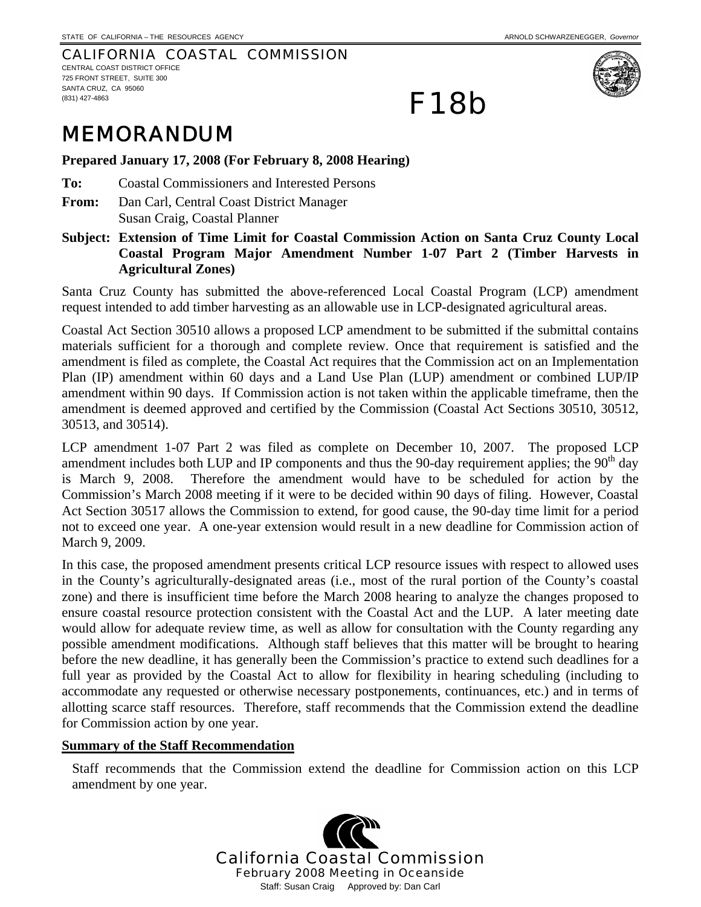STATE OF CALIFORNIA – THE RESOURCES AGENCY ARNOLD SCHWARZENEGGER, *Governor*

CALIFORNIA COASTAL COMMISSION
CENTRAL COAST DISTRICT OFFICE
725 FRONT STREET, SUITE 300
SANTA CRUZ, CA 95060
(831) 427-4863

# F18b

# MEMORANDUM

**Prepared January 17, 2008 (For February 8, 2008 Hearing)**

**To:** Coastal Commissioners and Interested Persons

**From:** Dan Carl, Central Coast District Manager
Susan Craig, Coastal Planner

**Subject: Extension of Time Limit for Coastal Commission Action on Santa Cruz County Local Coastal Program Major Amendment Number 1-07 Part 2 (Timber Harvests in Agricultural Zones)**

Santa Cruz County has submitted the above-referenced Local Coastal Program (LCP) amendment request intended to add timber harvesting as an allowable use in LCP-designated agricultural areas.

Coastal Act Section 30510 allows a proposed LCP amendment to be submitted if the submittal contains materials sufficient for a thorough and complete review. Once that requirement is satisfied and the amendment is filed as complete, the Coastal Act requires that the Commission act on an Implementation Plan (IP) amendment within 60 days and a Land Use Plan (LUP) amendment or combined LUP/IP amendment within 90 days. If Commission action is not taken within the applicable timeframe, then the amendment is deemed approved and certified by the Commission (Coastal Act Sections 30510, 30512, 30513, and 30514).

LCP amendment 1-07 Part 2 was filed as complete on December 10, 2007. The proposed LCP amendment includes both LUP and IP components and thus the 90-day requirement applies; the 90th day is March 9, 2008. Therefore the amendment would have to be scheduled for action by the Commission's March 2008 meeting if it were to be decided within 90 days of filing. However, Coastal Act Section 30517 allows the Commission to extend, for good cause, the 90-day time limit for a period not to exceed one year. A one-year extension would result in a new deadline for Commission action of March 9, 2009.

In this case, the proposed amendment presents critical LCP resource issues with respect to allowed uses in the County's agriculturally-designated areas (i.e., most of the rural portion of the County's coastal zone) and there is insufficient time before the March 2008 hearing to analyze the changes proposed to ensure coastal resource protection consistent with the Coastal Act and the LUP. A later meeting date would allow for adequate review time, as well as allow for consultation with the County regarding any possible amendment modifications. Although staff believes that this matter will be brought to hearing before the new deadline, it has generally been the Commission's practice to extend such deadlines for a full year as provided by the Coastal Act to allow for flexibility in hearing scheduling (including to accommodate any requested or otherwise necessary postponements, continuances, etc.) and in terms of allotting scarce staff resources. Therefore, staff recommends that the Commission extend the deadline for Commission action by one year.

## Summary of the Staff Recommendation

Staff recommends that the Commission extend the deadline for Commission action on this LCP amendment by one year.

California Coastal Commission
February 2008 Meeting in Oceanside
Staff: Susan Craig Approved by: Dan Carl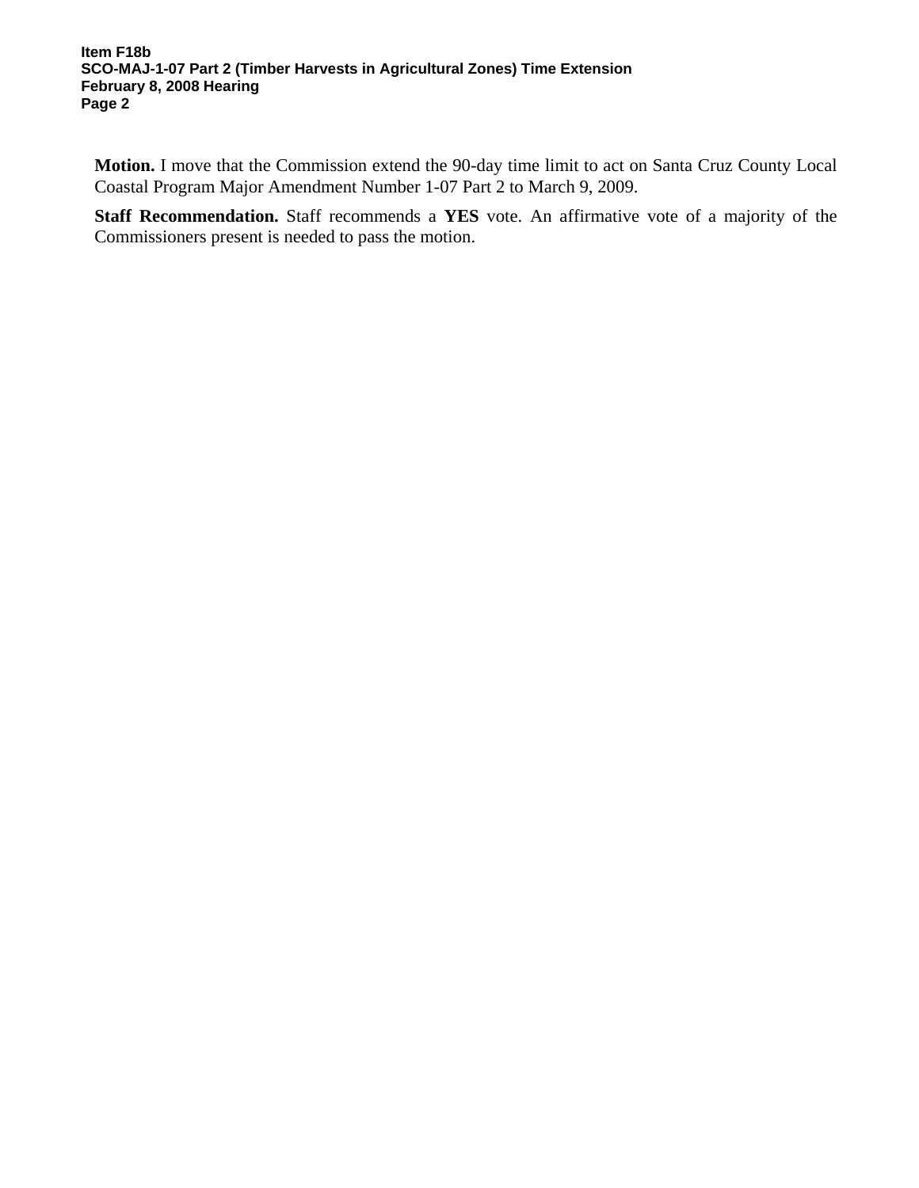**Motion.** I move that the Commission extend the 90-day time limit to act on Santa Cruz County Local Coastal Program Major Amendment Number 1-07 Part 2 to March 9, 2009.

**Staff Recommendation.** Staff recommends a **YES** vote. An affirmative vote of a majority of the Commissioners present is needed to pass the motion.